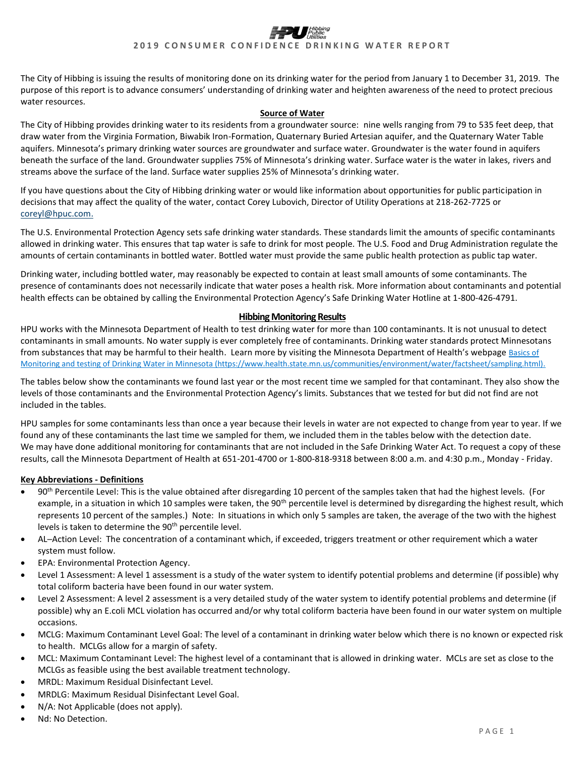# 2019 CONSUMER CONFIDENCE DRINKING WATER REPORT

The City of Hibbing is issuing the results of monitoring done on its drinking water for the period from January 1 to December 31, 2019. The purpose of this report is to advance consumers' understanding of drinking water and heighten awareness of the need to protect precious water resources.

## Source of Water

The City of Hibbing provides drinking water to its residents from a groundwater source: nine wells ranging from 79 to 535 feet deep, that draw water from the Virginia Formation, Biwabik Iron-Formation, Quaternary Buried Artesian aquifer, and the Quaternary Water Table aquifers. Minnesota's primary drinking water sources are groundwater and surface water. Groundwater is the water found in aquifers beneath the surface of the land. Groundwater supplies 75% of Minnesota's drinking water. Surface water is the water in lakes, rivers and streams above the surface of the land. Surface water supplies 25% of Minnesota's drinking water.

If you have questions about the City of Hibbing drinking water or would like information about opportunities for public participation in decisions that may affect the quality of the water, contact Corey Lubovich, Director of Utility Operations at 218-262-7725 or coreyl@hpuc.com.

The U.S. Environmental Protection Agency sets safe drinking water standards. These standards limit the amounts of specific contaminants allowed in drinking water. This ensures that tap water is safe to drink for most people. The U.S. Food and Drug Administration regulate the amounts of certain contaminants in bottled water. Bottled water must provide the same public health protection as public tap water.

Drinking water, including bottled water, may reasonably be expected to contain at least small amounts of some contaminants. The presence of contaminants does not necessarily indicate that water poses a health risk. More information about contaminants and potential health effects can be obtained by calling the Environmental Protection Agency's Safe Drinking Water Hotline at 1-800-426-4791.

## Hibbing Monitoring Results

HPU works with the Minnesota Department of Health to test drinking water for more than 100 contaminants. It is not unusual to detect contaminants in small amounts. No water supply is ever completely free of contaminants. Drinking water standards protect Minnesotans from substances that may be harmful to their health. Learn more by visiting the Minnesota Department of Health's webpage [Basics of Monitoring and testing of Drinking Water in Minnesota (https://www.health.state.mn.us/communities/environment/water/factsheet/sampling.html).](https://www.health.state.mn.us/communities/environment/water/factsheet/sampling.html)

The tables below show the contaminants we found last year or the most recent time we sampled for that contaminant. They also show the levels of those contaminants and the Environmental Protection Agency's limits. Substances that we tested for but did not find are not included in the tables.

HPU samples for some contaminants less than once a year because their levels in water are not expected to change from year to year. If we found any of these contaminants the last time we sampled for them, we included them in the tables below with the detection date. We may have done additional monitoring for contaminants that are not included in the Safe Drinking Water Act. To request a copy of these results, call the Minnesota Department of Health at 651-201-4700 or 1-800-818-9318 between 8:00 a.m. and 4:30 p.m., Monday - Friday.

**Key Abbreviations - Definitions**

- 90th Percentile Level: This is the value obtained after disregarding 10 percent of the samples taken that had the highest levels. (For example, in a situation in which 10 samples were taken, the 90th percentile level is determined by disregarding the highest result, which represents 10 percent of the samples.) Note: In situations in which only 5 samples are taken, the average of the two with the highest levels is taken to determine the 90th percentile level.
- AL–Action Level: The concentration of a contaminant which, if exceeded, triggers treatment or other requirement which a water system must follow.
- EPA: Environmental Protection Agency.
- Level 1 Assessment: A level 1 assessment is a study of the water system to identify potential problems and determine (if possible) why total coliform bacteria have been found in our water system.
- Level 2 Assessment: A level 2 assessment is a very detailed study of the water system to identify potential problems and determine (if possible) why an E.coli MCL violation has occurred and/or why total coliform bacteria have been found in our water system on multiple occasions.
- MCLG: Maximum Contaminant Level Goal: The level of a contaminant in drinking water below which there is no known or expected risk to health. MCLGs allow for a margin of safety.
- MCL: Maximum Contaminant Level: The highest level of a contaminant that is allowed in drinking water. MCLs are set as close to the MCLGs as feasible using the best available treatment technology.
- MRDL: Maximum Residual Disinfectant Level.
- MRDLG: Maximum Residual Disinfectant Level Goal.
- N/A: Not Applicable (does not apply).
- Nd: No Detection.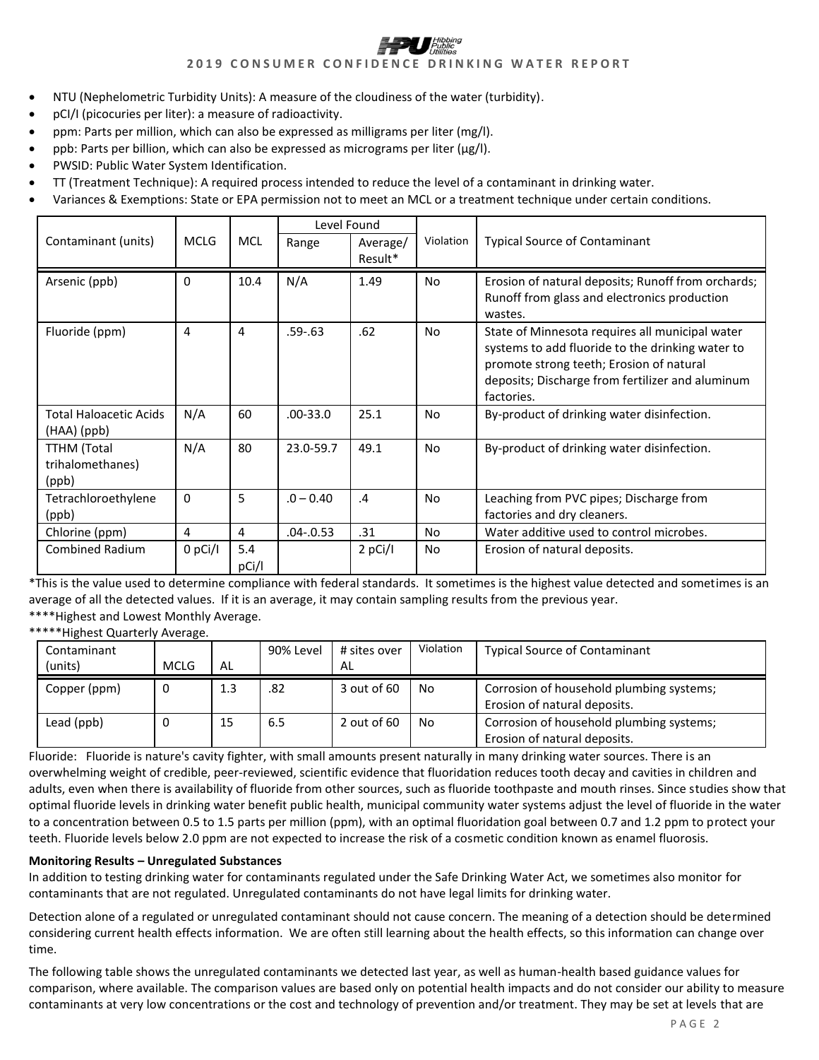- NTU (Nephelometric Turbidity Units): A measure of the cloudiness of the water (turbidity).
- pCI/l (picocuries per liter): a measure of radioactivity.
- ppm: Parts per million, which can also be expressed as milligrams per liter (mg/l).
- ppb: Parts per billion, which can also be expressed as micrograms per liter (μg/l).
- PWSID: Public Water System Identification.
- TT (Treatment Technique): A required process intended to reduce the level of a contaminant in drinking water.
- Variances & Exemptions: State or EPA permission not to meet an MCL or a treatment technique under certain conditions.

| Contaminant (units) | MCLG | MCL | Level Found | | Violation | Typical Source of Contaminant |
|---|---|---|---|---|---|---|
| | | | Range | Average/ Result* | | |
| Arsenic (ppb) | 0 | 10.4 | N/A | 1.49 | No | Erosion of natural deposits; Runoff from orchards; Runoff from glass and electronics production wastes. |
| Fluoride (ppm) | 4 | 4 | .59-.63 | .62 | No | State of Minnesota requires all municipal water systems to add fluoride to the drinking water to promote strong teeth; Erosion of natural deposits; Discharge from fertilizer and aluminum factories. |
| Total Haloacetic Acids (HAA) (ppb) | N/A | 60 | .00-33.0 | 25.1 | No | By-product of drinking water disinfection. |
| TTHM (Total trihalomethanes) (ppb) | N/A | 80 | 23.0-59.7 | 49.1 | No | By-product of drinking water disinfection. |
| Tetrachloroethylene (ppb) | 0 | 5 | .0 – 0.40 | .4 | No | Leaching from PVC pipes; Discharge from factories and dry cleaners. |
| Chlorine (ppm) | 4 | 4 | .04-.0.53 | .31 | No | Water additive used to control microbes. |
| Combined Radium | 0 pCi/l | 5.4 pCi/l | | 2 pCi/l | No | Erosion of natural deposits. |

*This is the value used to determine compliance with federal standards. It sometimes is the highest value detected and sometimes is an average of all the detected values. If it is an average, it may contain sampling results from the previous year.

****Highest and Lowest Monthly Average.

*****Highest Quarterly Average.

| Contaminant (units) | MCLG | AL | 90% Level | # sites over AL | Violation | Typical Source of Contaminant |
|---|---|---|---|---|---|---|
| Copper (ppm) | 0 | 1.3 | .82 | 3 out of 60 | No | Corrosion of household plumbing systems; Erosion of natural deposits. |
| Lead (ppb) | 0 | 15 | 6.5 | 2 out of 60 | No | Corrosion of household plumbing systems; Erosion of natural deposits. |

Fluoride: Fluoride is nature's cavity fighter, with small amounts present naturally in many drinking water sources. There is an overwhelming weight of credible, peer-reviewed, scientific evidence that fluoridation reduces tooth decay and cavities in children and adults, even when there is availability of fluoride from other sources, such as fluoride toothpaste and mouth rinses. Since studies show that optimal fluoride levels in drinking water benefit public health, municipal community water systems adjust the level of fluoride in the water to a concentration between 0.5 to 1.5 parts per million (ppm), with an optimal fluoridation goal between 0.7 and 1.2 ppm to protect your teeth. Fluoride levels below 2.0 ppm are not expected to increase the risk of a cosmetic condition known as enamel fluorosis.

**Monitoring Results – Unregulated Substances**

In addition to testing drinking water for contaminants regulated under the Safe Drinking Water Act, we sometimes also monitor for contaminants that are not regulated. Unregulated contaminants do not have legal limits for drinking water.

Detection alone of a regulated or unregulated contaminant should not cause concern. The meaning of a detection should be determined considering current health effects information. We are often still learning about the health effects, so this information can change over time.

The following table shows the unregulated contaminants we detected last year, as well as human-health based guidance values for comparison, where available. The comparison values are based only on potential health impacts and do not consider our ability to measure contaminants at very low concentrations or the cost and technology of prevention and/or treatment. They may be set at levels that are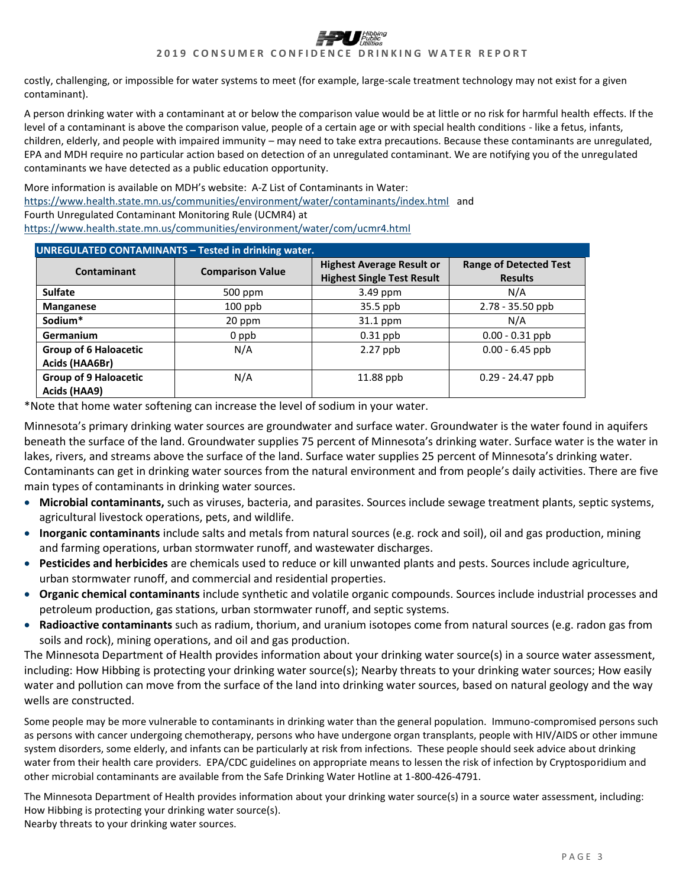costly, challenging, or impossible for water systems to meet (for example, large-scale treatment technology may not exist for a given contaminant).

A person drinking water with a contaminant at or below the comparison value would be at little or no risk for harmful health effects. If the level of a contaminant is above the comparison value, people of a certain age or with special health conditions - like a fetus, infants, children, elderly, and people with impaired immunity – may need to take extra precautions. Because these contaminants are unregulated, EPA and MDH require no particular action based on detection of an unregulated contaminant. We are notifying you of the unregulated contaminants we have detected as a public education opportunity.

More information is available on MDH's website: A-Z List of Contaminants in Water:
https://www.health.state.mn.us/communities/environment/water/contaminants/index.html and
Fourth Unregulated Contaminant Monitoring Rule (UCMR4) at
https://www.health.state.mn.us/communities/environment/water/com/ucmr4.html

**UNREGULATED CONTAMINANTS – Tested in drinking water.**

| Contaminant | Comparison Value | Highest Average Result or Highest Single Test Result | Range of Detected Test Results |
|---|---|---|---|
| **Sulfate** | 500 ppm | 3.49 ppm | N/A |
| **Manganese** | 100 ppb | 35.5 ppb | 2.78 - 35.50 ppb |
| **Sodium*** | 20 ppm | 31.1 ppm | N/A |
| **Germanium** | 0 ppb | 0.31 ppb | 0.00 - 0.31 ppb |
| **Group of 6 Haloacetic Acids (HAA6Br)** | N/A | 2.27 ppb | 0.00 - 6.45 ppb |
| **Group of 9 Haloacetic Acids (HAA9)** | N/A | 11.88 ppb | 0.29 - 24.47 ppb |

*Note that home water softening can increase the level of sodium in your water.

Minnesota's primary drinking water sources are groundwater and surface water. Groundwater is the water found in aquifers beneath the surface of the land. Groundwater supplies 75 percent of Minnesota's drinking water. Surface water is the water in lakes, rivers, and streams above the surface of the land. Surface water supplies 25 percent of Minnesota's drinking water. Contaminants can get in drinking water sources from the natural environment and from people's daily activities. There are five main types of contaminants in drinking water sources.

- **Microbial contaminants,** such as viruses, bacteria, and parasites. Sources include sewage treatment plants, septic systems, agricultural livestock operations, pets, and wildlife.
- **Inorganic contaminants** include salts and metals from natural sources (e.g. rock and soil), oil and gas production, mining and farming operations, urban stormwater runoff, and wastewater discharges.
- **Pesticides and herbicides** are chemicals used to reduce or kill unwanted plants and pests. Sources include agriculture, urban stormwater runoff, and commercial and residential properties.
- **Organic chemical contaminants** include synthetic and volatile organic compounds. Sources include industrial processes and petroleum production, gas stations, urban stormwater runoff, and septic systems.
- **Radioactive contaminants** such as radium, thorium, and uranium isotopes come from natural sources (e.g. radon gas from soils and rock), mining operations, and oil and gas production.

The Minnesota Department of Health provides information about your drinking water source(s) in a source water assessment, including: How Hibbing is protecting your drinking water source(s); Nearby threats to your drinking water sources; How easily water and pollution can move from the surface of the land into drinking water sources, based on natural geology and the way wells are constructed.

Some people may be more vulnerable to contaminants in drinking water than the general population. Immuno-compromised persons such as persons with cancer undergoing chemotherapy, persons who have undergone organ transplants, people with HIV/AIDS or other immune system disorders, some elderly, and infants can be particularly at risk from infections. These people should seek advice about drinking water from their health care providers. EPA/CDC guidelines on appropriate means to lessen the risk of infection by Cryptosporidium and other microbial contaminants are available from the Safe Drinking Water Hotline at 1-800-426-4791.

The Minnesota Department of Health provides information about your drinking water source(s) in a source water assessment, including:
How Hibbing is protecting your drinking water source(s).
Nearby threats to your drinking water sources.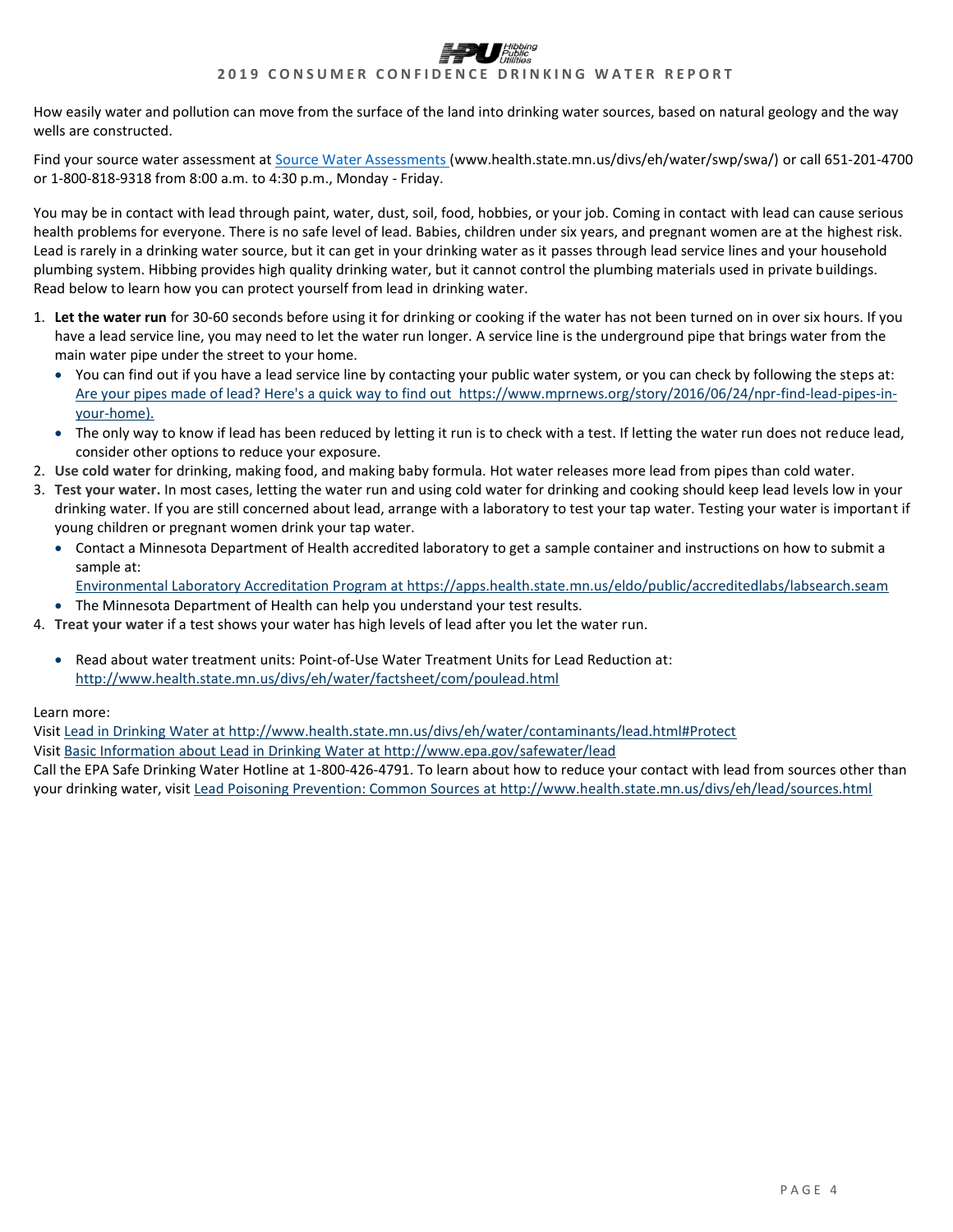How easily water and pollution can move from the surface of the land into drinking water sources, based on natural geology and the way wells are constructed.

Find your source water assessment at [Source Water Assessments](www.health.state.mn.us/divs/eh/water/swp/swa/) (www.health.state.mn.us/divs/eh/water/swp/swa/) or call 651-201-4700 or 1-800-818-9318 from 8:00 a.m. to 4:30 p.m., Monday - Friday.

You may be in contact with lead through paint, water, dust, soil, food, hobbies, or your job. Coming in contact with lead can cause serious health problems for everyone. There is no safe level of lead. Babies, children under six years, and pregnant women are at the highest risk. Lead is rarely in a drinking water source, but it can get in your drinking water as it passes through lead service lines and your household plumbing system. Hibbing provides high quality drinking water, but it cannot control the plumbing materials used in private buildings. Read below to learn how you can protect yourself from lead in drinking water.

1. **Let the water run** for 30-60 seconds before using it for drinking or cooking if the water has not been turned on in over six hours. If you have a lead service line, you may need to let the water run longer. A service line is the underground pipe that brings water from the main water pipe under the street to your home.
   - You can find out if you have a lead service line by contacting your public water system, or you can check by following the steps at: Are your pipes made of lead? Here's a quick way to find out https://www.mprnews.org/story/2016/06/24/npr-find-lead-pipes-in-your-home).
   - The only way to know if lead has been reduced by letting it run is to check with a test. If letting the water run does not reduce lead, consider other options to reduce your exposure.
2. **Use cold water** for drinking, making food, and making baby formula. Hot water releases more lead from pipes than cold water.
3. **Test your water.** In most cases, letting the water run and using cold water for drinking and cooking should keep lead levels low in your drinking water. If you are still concerned about lead, arrange with a laboratory to test your tap water. Testing your water is important if young children or pregnant women drink your tap water.
   - Contact a Minnesota Department of Health accredited laboratory to get a sample container and instructions on how to submit a sample at: Environmental Laboratory Accreditation Program at https://apps.health.state.mn.us/eldo/public/accreditedlabs/labsearch.seam
   - The Minnesota Department of Health can help you understand your test results.
4. **Treat your water** if a test shows your water has high levels of lead after you let the water run.
   - Read about water treatment units: Point-of-Use Water Treatment Units for Lead Reduction at: http://www.health.state.mn.us/divs/eh/water/factsheet/com/poulead.html

Learn more:

Visit Lead in Drinking Water at http://www.health.state.mn.us/divs/eh/water/contaminants/lead.html#Protect

Visit Basic Information about Lead in Drinking Water at http://www.epa.gov/safewater/lead

Call the EPA Safe Drinking Water Hotline at 1-800-426-4791. To learn about how to reduce your contact with lead from sources other than your drinking water, visit Lead Poisoning Prevention: Common Sources at http://www.health.state.mn.us/divs/eh/lead/sources.html